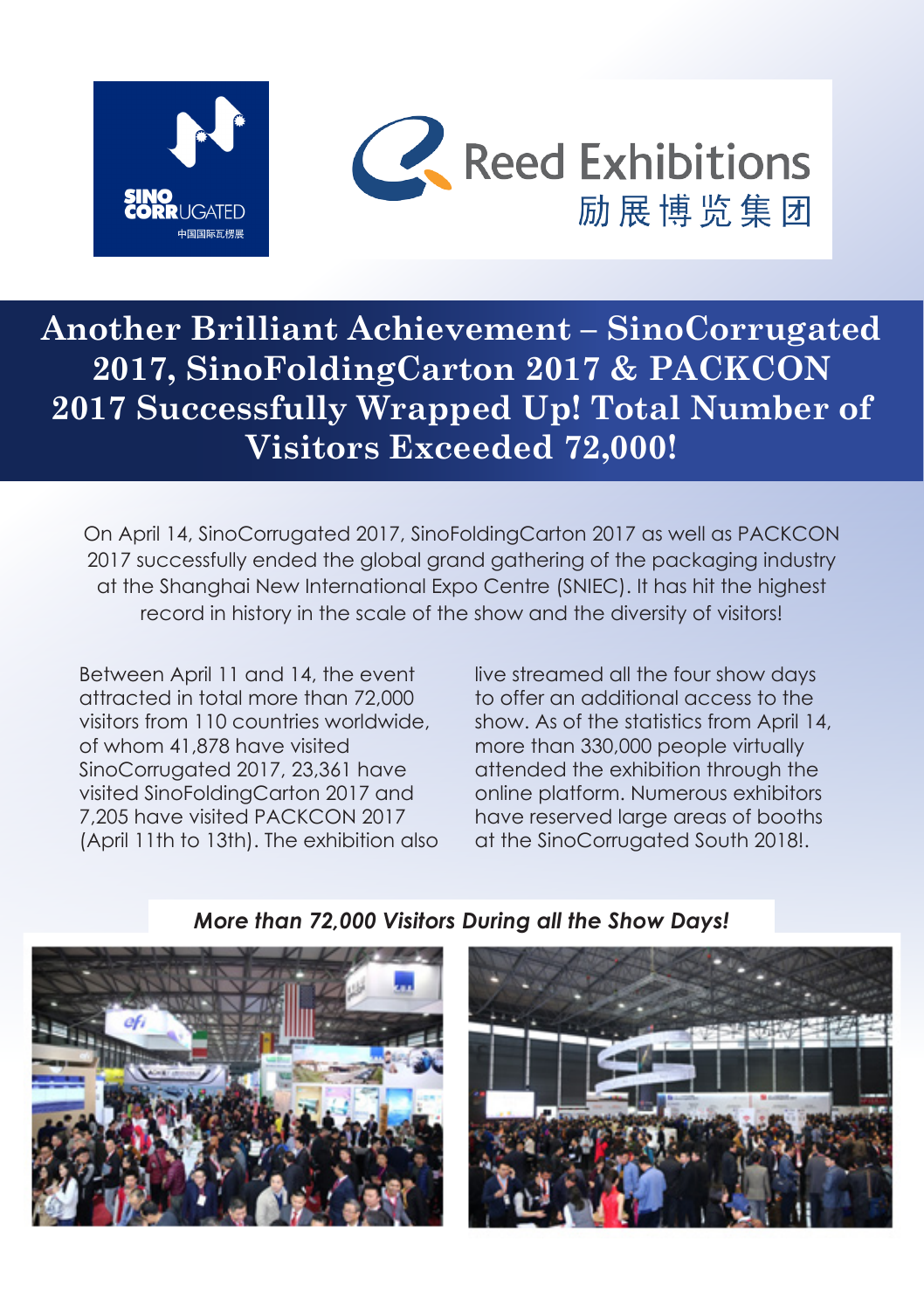# Another Brilliant Achievement – SinoCorrugated 2017, SinoFoldingCarton 2017 & PACKCON 2017 Successfully Wrapped Up! Total Number of Visitors Exceeded 72,000!

On April 14, SinoCorrugated 2017, SinoFoldingCarton 2017 as well as PACKCON 2017 successfully ended the global grand gathering of the packaging industry at the Shanghai New International Expo Centre (SNIEC). It has hit the highest record in history in the scale of the show and the diversity of visitors!

Between April 11 and 14, the event attracted in total more than 72,000 visitors from 110 countries worldwide, of whom 41,878 have visited SinoCorrugated 2017, 23,361 have visited SinoFoldingCarton 2017 and 7,205 have visited PACKCON 2017 (April 11th to 13th). The exhibition also live streamed all the four show days to offer an additional access to the show. As of the statistics from April 14, more than 330,000 people virtually attended the exhibition through the online platform. Numerous exhibitors have reserved large areas of booths at the SinoCorrugated South 2018!.

*More than 72,000 Visitors During all the Show Days!*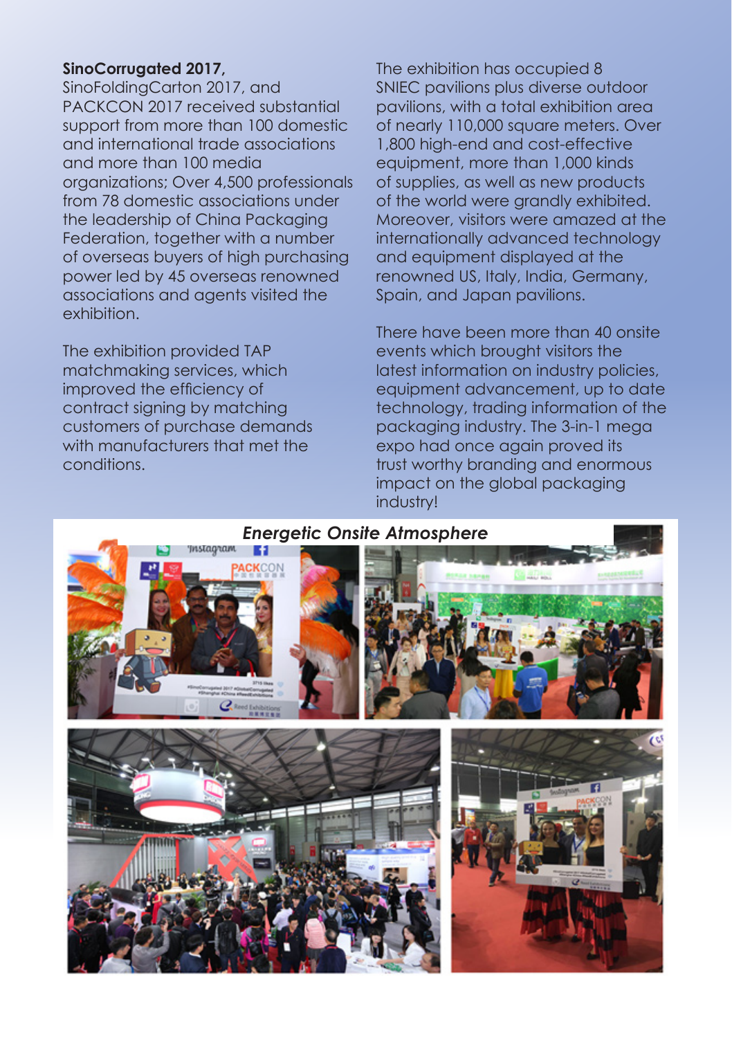**SinoCorrugated 2017,** SinoFoldingCarton 2017, and PACKCON 2017 received substantial support from more than 100 domestic and international trade associations and more than 100 media organizations; Over 4,500 professionals from 78 domestic associations under the leadership of China Packaging Federation, together with a number of overseas buyers of high purchasing power led by 45 overseas renowned associations and agents visited the exhibition.

The exhibition provided TAP matchmaking services, which improved the efficiency of contract signing by matching customers of purchase demands with manufacturers that met the conditions.

The exhibition has occupied 8 SNIEC pavilions plus diverse outdoor pavilions, with a total exhibition area of nearly 110,000 square meters. Over 1,800 high-end and cost-effective equipment, more than 1,000 kinds of supplies, as well as new products of the world were grandly exhibited. Moreover, visitors were amazed at the internationally advanced technology and equipment displayed at the renowned US, Italy, India, Germany, Spain, and Japan pavilions.

There have been more than 40 onsite events which brought visitors the latest information on industry policies, equipment advancement, up to date technology, trading information of the packaging industry. The 3-in-1 mega expo had once again proved its trust worthy branding and enormous impact on the global packaging industry!

*Energetic Onsite Atmosphere*